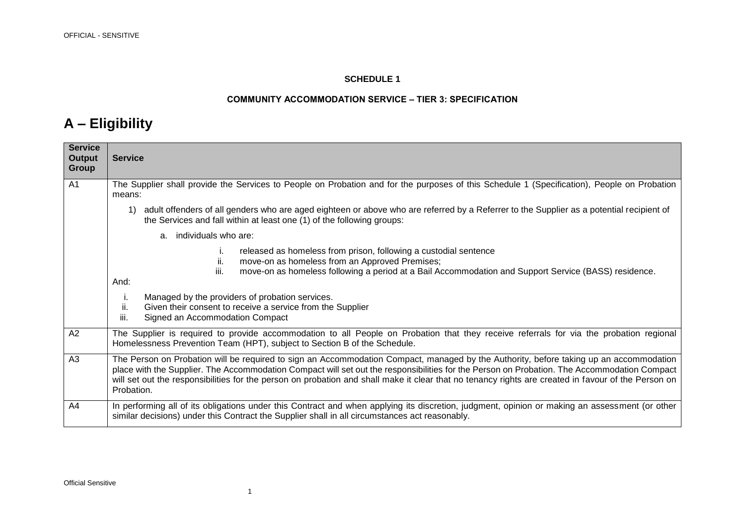**SCHEDULE 1**

**COMMUNITY ACCOMMODATION SERVICE – TIER 3: SPECIFICATION**

# A – Eligibility

| Service Output Group | Service |
|---|---|
| A1 | The Supplier shall provide the Services to People on Probation and for the purposes of this Schedule 1 (Specification), People on Probation means:<br><br>1) adult offenders of all genders who are aged eighteen or above who are referred by a Referrer to the Supplier as a potential recipient of the Services and fall within at least one (1) of the following groups:<br><br>a. individuals who are:<br><br>i. released as homeless from prison, following a custodial sentence<br>ii. move-on as homeless from an Approved Premises;<br>iii. move-on as homeless following a period at a Bail Accommodation and Support Service (BASS) residence.<br><br>And:<br><br>i. Managed by the providers of probation services.<br>ii. Given their consent to receive a service from the Supplier<br>iii. Signed an Accommodation Compact |
| A2 | The Supplier is required to provide accommodation to all People on Probation that they receive referrals for via the probation regional Homelessness Prevention Team (HPT), subject to Section B of the Schedule. |
| A3 | The Person on Probation will be required to sign an Accommodation Compact, managed by the Authority, before taking up an accommodation place with the Supplier. The Accommodation Compact will set out the responsibilities for the Person on Probation. The Accommodation Compact will set out the responsibilities for the person on probation and shall make it clear that no tenancy rights are created in favour of the Person on Probation. |
| A4 | In performing all of its obligations under this Contract and when applying its discretion, judgment, opinion or making an assessment (or other similar decisions) under this Contract the Supplier shall in all circumstances act reasonably. |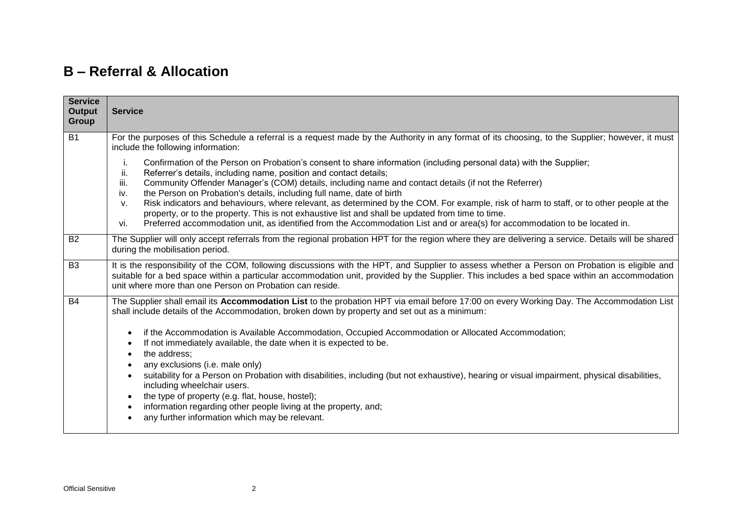## B – Referral & Allocation

| Service Output Group | Service |
|---|---|
| B1 | For the purposes of this Schedule a referral is a request made by the Authority in any format of its choosing, to the Supplier; however, it must include the following information:<br><br>i. Confirmation of the Person on Probation's consent to share information (including personal data) with the Supplier;<br>ii. Referrer's details, including name, position and contact details;<br>iii. Community Offender Manager's (COM) details, including name and contact details (if not the Referrer)<br>iv. the Person on Probation's details, including full name, date of birth<br>v. Risk indicators and behaviours, where relevant, as determined by the COM. For example, risk of harm to staff, or to other people at the property, or to the property. This is not exhaustive list and shall be updated from time to time.<br>vi. Preferred accommodation unit, as identified from the Accommodation List and or area(s) for accommodation to be located in. |
| B2 | The Supplier will only accept referrals from the regional probation HPT for the region where they are delivering a service. Details will be shared during the mobilisation period. |
| B3 | It is the responsibility of the COM, following discussions with the HPT, and Supplier to assess whether a Person on Probation is eligible and suitable for a bed space within a particular accommodation unit, provided by the Supplier. This includes a bed space within an accommodation unit where more than one Person on Probation can reside. |
| B4 | The Supplier shall email its **Accommodation List** to the probation HPT via email before 17:00 on every Working Day. The Accommodation List shall include details of the Accommodation, broken down by property and set out as a minimum:<br><br>• if the Accommodation is Available Accommodation, Occupied Accommodation or Allocated Accommodation;<br>• If not immediately available, the date when it is expected to be.<br>• the address;<br>• any exclusions (i.e. male only)<br>• suitability for a Person on Probation with disabilities, including (but not exhaustive), hearing or visual impairment, physical disabilities, including wheelchair users.<br>• the type of property (e.g. flat, house, hostel);<br>• information regarding other people living at the property, and;<br>• any further information which may be relevant. |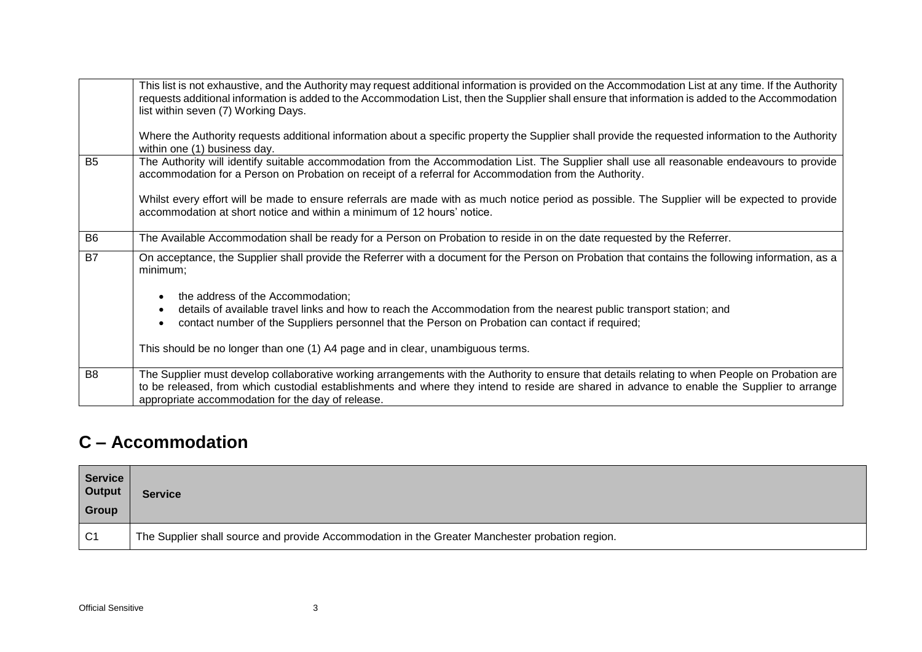| | |
|---|---|
| | This list is not exhaustive, and the Authority may request additional information is provided on the Accommodation List at any time. If the Authority requests additional information is added to the Accommodation List, then the Supplier shall ensure that information is added to the Accommodation list within seven (7) Working Days.<br><br>Where the Authority requests additional information about a specific property the Supplier shall provide the requested information to the Authority within one (1) business day. |
| B5 | The Authority will identify suitable accommodation from the Accommodation List. The Supplier shall use all reasonable endeavours to provide accommodation for a Person on Probation on receipt of a referral for Accommodation from the Authority.<br><br>Whilst every effort will be made to ensure referrals are made with as much notice period as possible. The Supplier will be expected to provide accommodation at short notice and within a minimum of 12 hours' notice. |
| B6 | The Available Accommodation shall be ready for a Person on Probation to reside in on the date requested by the Referrer. |
| B7 | On acceptance, the Supplier shall provide the Referrer with a document for the Person on Probation that contains the following information, as a minimum;<br><br>• the address of the Accommodation;<br>• details of available travel links and how to reach the Accommodation from the nearest public transport station; and<br>• contact number of the Suppliers personnel that the Person on Probation can contact if required;<br><br>This should be no longer than one (1) A4 page and in clear, unambiguous terms. |
| B8 | The Supplier must develop collaborative working arrangements with the Authority to ensure that details relating to when People on Probation are to be released, from which custodial establishments and where they intend to reside are shared in advance to enable the Supplier to arrange appropriate accommodation for the day of release. |

## C – Accommodation

| Service Output Group | Service |
|---|---|
| C1 | The Supplier shall source and provide Accommodation in the Greater Manchester probation region. |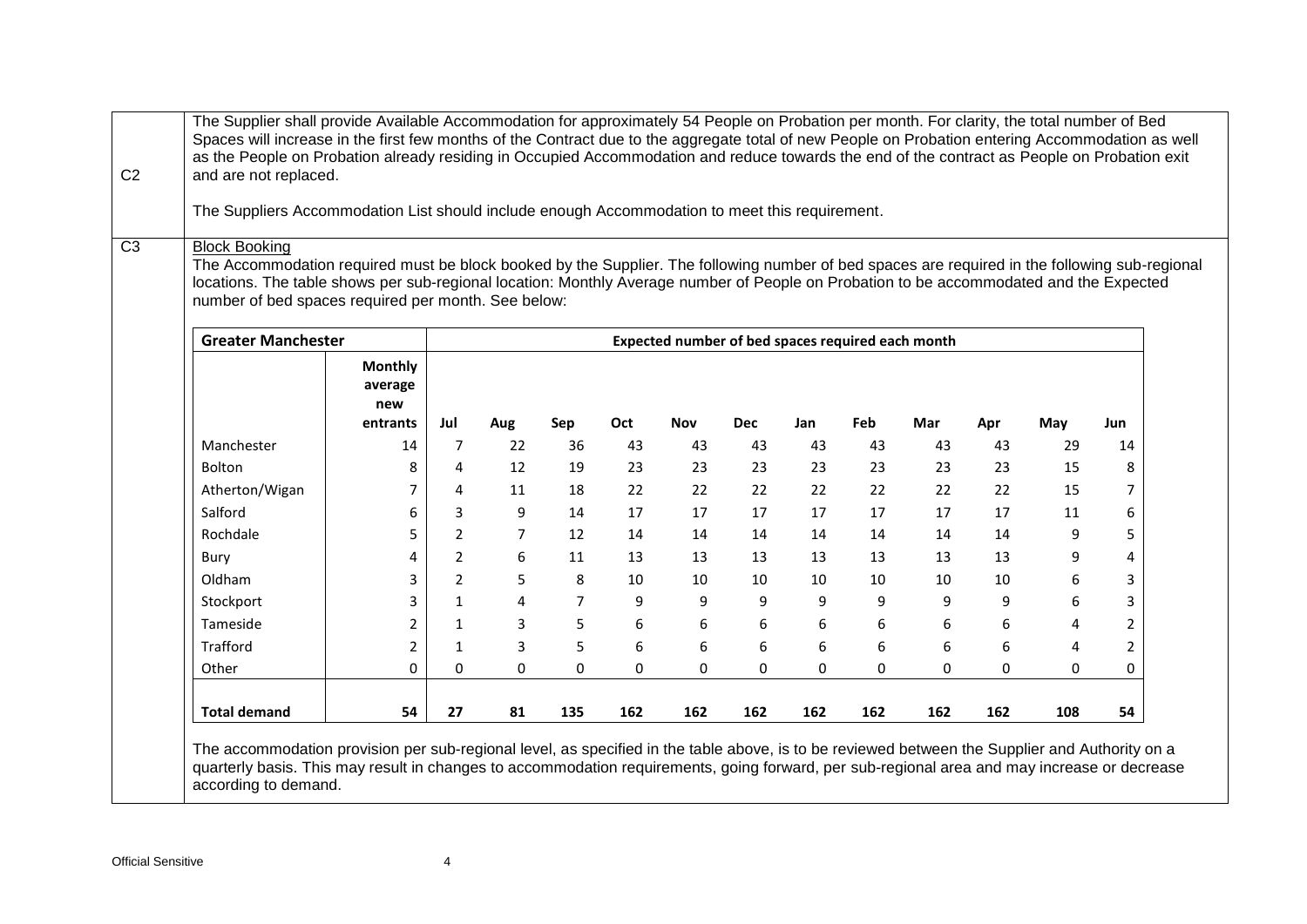| | |
|---|---|
| C2 | The Supplier shall provide Available Accommodation for approximately 54 People on Probation per month. For clarity, the total number of Bed Spaces will increase in the first few months of the Contract due to the aggregate total of new People on Probation entering Accommodation as well as the People on Probation already residing in Occupied Accommodation and reduce towards the end of the contract as People on Probation exit and are not replaced.<br><br>The Suppliers Accommodation List should include enough Accommodation to meet this requirement. |
| C3 | Block Booking<br>The Accommodation required must be block booked by the Supplier. The following number of bed spaces are required in the following sub-regional locations. The table shows per sub-regional location: Monthly Average number of People on Probation to be accommodated and the Expected number of bed spaces required per month. See below: |

| **Greater Manchester** | | **Expected number of bed spaces required each month** | | | | | | | | | | | |
|---|---|---|---|---|---|---|---|---|---|---|---|---|---|
| | **Monthly average new entrants** | **Jul** | **Aug** | **Sep** | **Oct** | **Nov** | **Dec** | **Jan** | **Feb** | **Mar** | **Apr** | **May** | **Jun** |
| Manchester | 14 | 7 | 22 | 36 | 43 | 43 | 43 | 43 | 43 | 43 | 43 | 29 | 14 |
| Bolton | 8 | 4 | 12 | 19 | 23 | 23 | 23 | 23 | 23 | 23 | 23 | 15 | 8 |
| Atherton/Wigan | 7 | 4 | 11 | 18 | 22 | 22 | 22 | 22 | 22 | 22 | 22 | 15 | 7 |
| Salford | 6 | 3 | 9 | 14 | 17 | 17 | 17 | 17 | 17 | 17 | 17 | 11 | 6 |
| Rochdale | 5 | 2 | 7 | 12 | 14 | 14 | 14 | 14 | 14 | 14 | 14 | 9 | 5 |
| Bury | 4 | 2 | 6 | 11 | 13 | 13 | 13 | 13 | 13 | 13 | 13 | 9 | 4 |
| Oldham | 3 | 2 | 5 | 8 | 10 | 10 | 10 | 10 | 10 | 10 | 10 | 6 | 3 |
| Stockport | 3 | 1 | 4 | 7 | 9 | 9 | 9 | 9 | 9 | 9 | 9 | 6 | 3 |
| Tameside | 2 | 1 | 3 | 5 | 6 | 6 | 6 | 6 | 6 | 6 | 6 | 4 | 2 |
| Trafford | 2 | 1 | 3 | 5 | 6 | 6 | 6 | 6 | 6 | 6 | 6 | 4 | 2 |
| Other | 0 | 0 | 0 | 0 | 0 | 0 | 0 | 0 | 0 | 0 | 0 | 0 | 0 |
| **Total demand** | **54** | **27** | **81** | **135** | **162** | **162** | **162** | **162** | **162** | **162** | **162** | **108** | **54** |

The accommodation provision per sub-regional level, as specified in the table above, is to be reviewed between the Supplier and Authority on a quarterly basis. This may result in changes to accommodation requirements, going forward, per sub-regional area and may increase or decrease according to demand.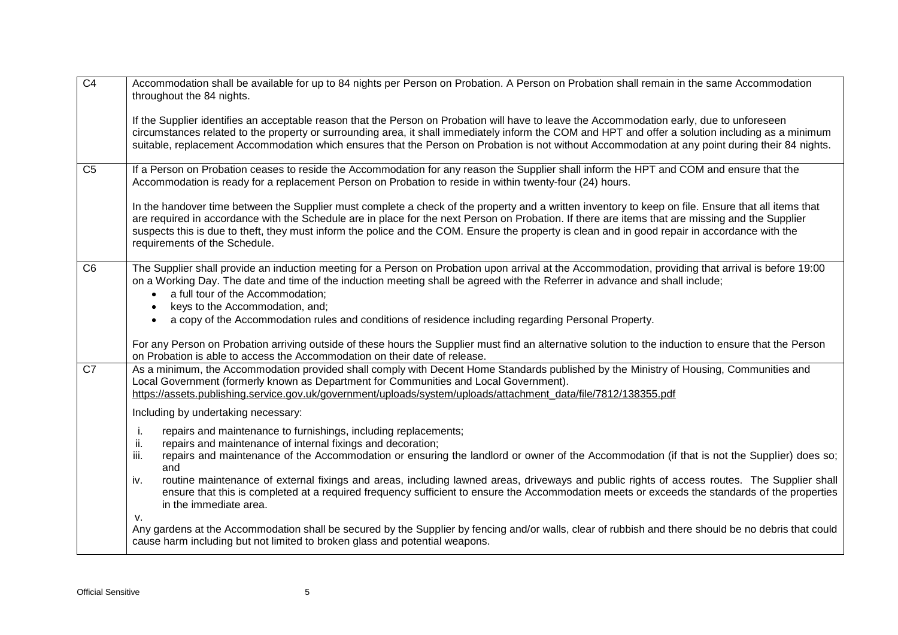| | |
|---|---|
| C4 | Accommodation shall be available for up to 84 nights per Person on Probation. A Person on Probation shall remain in the same Accommodation throughout the 84 nights.<br><br>If the Supplier identifies an acceptable reason that the Person on Probation will have to leave the Accommodation early, due to unforeseen circumstances related to the property or surrounding area, it shall immediately inform the COM and HPT and offer a solution including as a minimum suitable, replacement Accommodation which ensures that the Person on Probation is not without Accommodation at any point during their 84 nights. |
| C5 | If a Person on Probation ceases to reside the Accommodation for any reason the Supplier shall inform the HPT and COM and ensure that the Accommodation is ready for a replacement Person on Probation to reside in within twenty-four (24) hours.<br><br>In the handover time between the Supplier must complete a check of the property and a written inventory to keep on file. Ensure that all items that are required in accordance with the Schedule are in place for the next Person on Probation. If there are items that are missing and the Supplier suspects this is due to theft, they must inform the police and the COM. Ensure the property is clean and in good repair in accordance with the requirements of the Schedule. |
| C6 | The Supplier shall provide an induction meeting for a Person on Probation upon arrival at the Accommodation, providing that arrival is before 19:00 on a Working Day. The date and time of the induction meeting shall be agreed with the Referrer in advance and shall include;<br>• a full tour of the Accommodation;<br>• keys to the Accommodation, and;<br>• a copy of the Accommodation rules and conditions of residence including regarding Personal Property.<br><br>For any Person on Probation arriving outside of these hours the Supplier must find an alternative solution to the induction to ensure that the Person on Probation is able to access the Accommodation on their date of release. |
| C7 | As a minimum, the Accommodation provided shall comply with Decent Home Standards published by the Ministry of Housing, Communities and Local Government (formerly known as Department for Communities and Local Government). https://assets.publishing.service.gov.uk/government/uploads/system/uploads/attachment_data/file/7812/138355.pdf<br><br>Including by undertaking necessary:<br>i. repairs and maintenance to furnishings, including replacements;<br>ii. repairs and maintenance of internal fixings and decoration;<br>iii. repairs and maintenance of the Accommodation or ensuring the landlord or owner of the Accommodation (if that is not the Supplier) does so; and<br>iv. routine maintenance of external fixings and areas, including lawned areas, driveways and public rights of access routes. The Supplier shall ensure that this is completed at a required frequency sufficient to ensure the Accommodation meets or exceeds the standards of the properties in the immediate area.<br>v.<br>Any gardens at the Accommodation shall be secured by the Supplier by fencing and/or walls, clear of rubbish and there should be no debris that could cause harm including but not limited to broken glass and potential weapons. |

Official Sensitive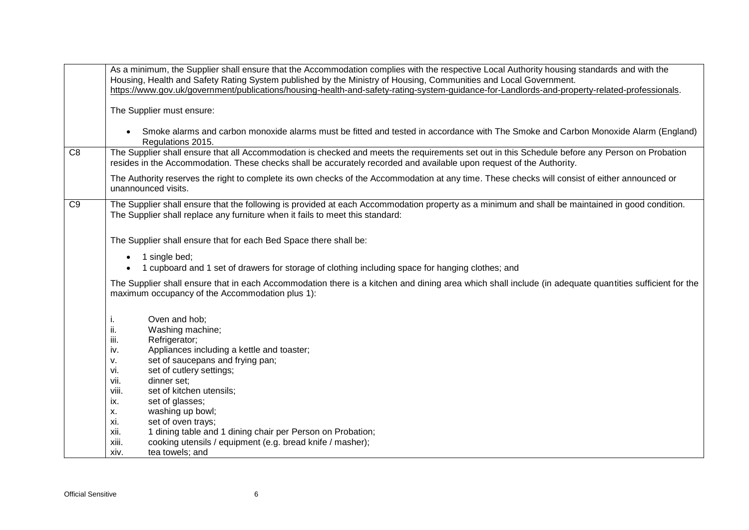|  |  |
|---|---|
|  | As a minimum, the Supplier shall ensure that the Accommodation complies with the respective Local Authority housing standards and with the Housing, Health and Safety Rating System published by the Ministry of Housing, Communities and Local Government. https://www.gov.uk/government/publications/housing-health-and-safety-rating-system-guidance-for-Landlords-and-property-related-professionals.<br><br>The Supplier must ensure:<br><br>• Smoke alarms and carbon monoxide alarms must be fitted and tested in accordance with The Smoke and Carbon Monoxide Alarm (England) Regulations 2015. |
| C8 | The Supplier shall ensure that all Accommodation is checked and meets the requirements set out in this Schedule before any Person on Probation resides in the Accommodation. These checks shall be accurately recorded and available upon request of the Authority.<br><br>The Authority reserves the right to complete its own checks of the Accommodation at any time. These checks will consist of either announced or unannounced visits. |
| C9 | The Supplier shall ensure that the following is provided at each Accommodation property as a minimum and shall be maintained in good condition. The Supplier shall replace any furniture when it fails to meet this standard:<br><br>The Supplier shall ensure that for each Bed Space there shall be:<br><br>• 1 single bed;<br>• 1 cupboard and 1 set of drawers for storage of clothing including space for hanging clothes; and<br><br>The Supplier shall ensure that in each Accommodation there is a kitchen and dining area which shall include (in adequate quantities sufficient for the maximum occupancy of the Accommodation plus 1):<br><br>i. Oven and hob;<br>ii. Washing machine;<br>iii. Refrigerator;<br>iv. Appliances including a kettle and toaster;<br>v. set of saucepans and frying pan;<br>vi. set of cutlery settings;<br>vii. dinner set;<br>viii. set of kitchen utensils;<br>ix. set of glasses;<br>x. washing up bowl;<br>xi. set of oven trays;<br>xii. 1 dining table and 1 dining chair per Person on Probation;<br>xiii. cooking utensils / equipment (e.g. bread knife / masher);<br>xiv. tea towels; and |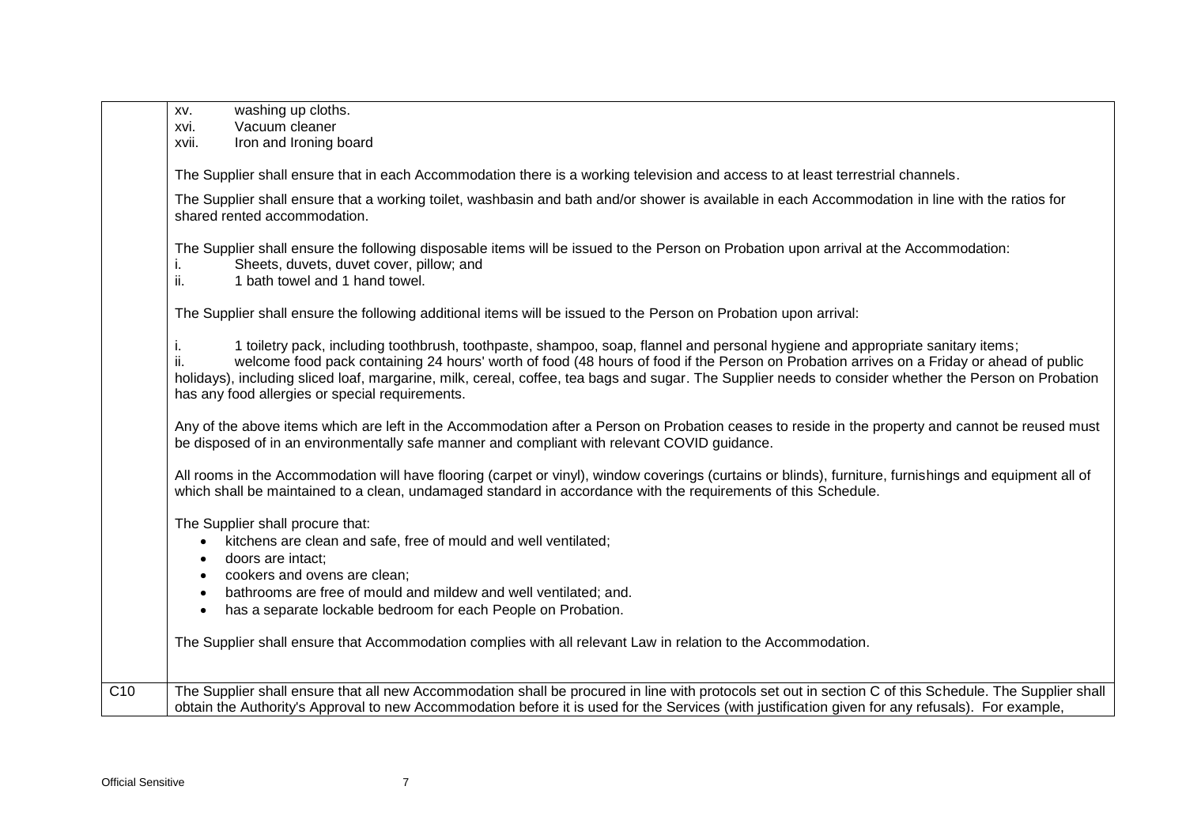| | |
|---|---|
| | xv. washing up cloths.<br>xvi. Vacuum cleaner<br>xvii. Iron and Ironing board<br><br>The Supplier shall ensure that in each Accommodation there is a working television and access to at least terrestrial channels.<br><br>The Supplier shall ensure that a working toilet, washbasin and bath and/or shower is available in each Accommodation in line with the ratios for shared rented accommodation.<br><br>The Supplier shall ensure the following disposable items will be issued to the Person on Probation upon arrival at the Accommodation:<br>i. Sheets, duvets, duvet cover, pillow; and<br>ii. 1 bath towel and 1 hand towel.<br><br>The Supplier shall ensure the following additional items will be issued to the Person on Probation upon arrival:<br><br>i. 1 toiletry pack, including toothbrush, toothpaste, shampoo, soap, flannel and personal hygiene and appropriate sanitary items;<br>ii. welcome food pack containing 24 hours' worth of food (48 hours of food if the Person on Probation arrives on a Friday or ahead of public holidays), including sliced loaf, margarine, milk, cereal, coffee, tea bags and sugar. The Supplier needs to consider whether the Person on Probation has any food allergies or special requirements.<br><br>Any of the above items which are left in the Accommodation after a Person on Probation ceases to reside in the property and cannot be reused must be disposed of in an environmentally safe manner and compliant with relevant COVID guidance.<br><br>All rooms in the Accommodation will have flooring (carpet or vinyl), window coverings (curtains or blinds), furniture, furnishings and equipment all of which shall be maintained to a clean, undamaged standard in accordance with the requirements of this Schedule.<br><br>The Supplier shall procure that:<br>• kitchens are clean and safe, free of mould and well ventilated;<br>• doors are intact;<br>• cookers and ovens are clean;<br>• bathrooms are free of mould and mildew and well ventilated; and.<br>• has a separate lockable bedroom for each People on Probation.<br><br>The Supplier shall ensure that Accommodation complies with all relevant Law in relation to the Accommodation. |
| C10 | The Supplier shall ensure that all new Accommodation shall be procured in line with protocols set out in section C of this Schedule. The Supplier shall obtain the Authority's Approval to new Accommodation before it is used for the Services (with justification given for any refusals). For example, |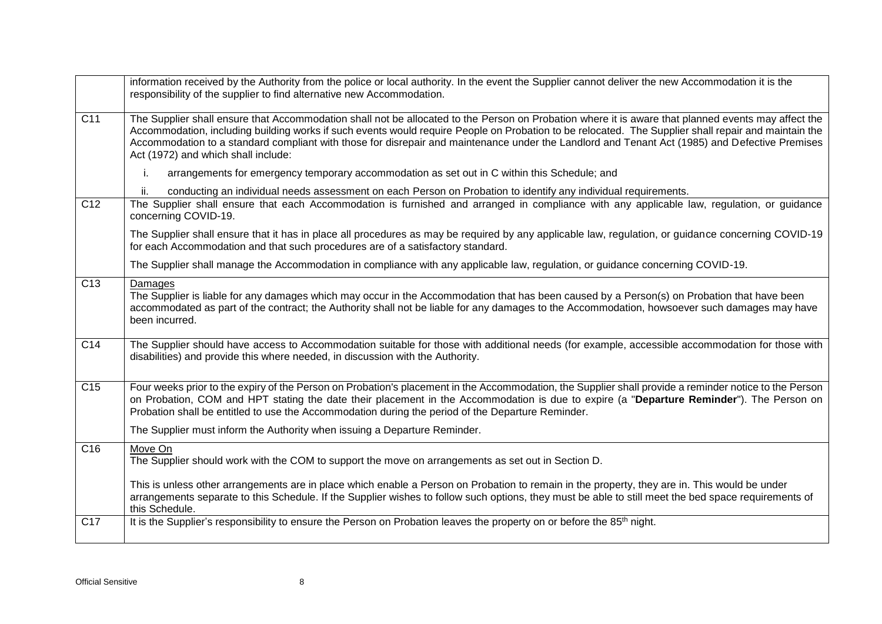| | |
|---|---|
| | information received by the Authority from the police or local authority. In the event the Supplier cannot deliver the new Accommodation it is the responsibility of the supplier to find alternative new Accommodation. |
| C11 | The Supplier shall ensure that Accommodation shall not be allocated to the Person on Probation where it is aware that planned events may affect the Accommodation, including building works if such events would require People on Probation to be relocated. The Supplier shall repair and maintain the Accommodation to a standard compliant with those for disrepair and maintenance under the Landlord and Tenant Act (1985) and Defective Premises Act (1972) and which shall include:<br><br>i. arrangements for emergency temporary accommodation as set out in C within this Schedule; and<br><br>ii. conducting an individual needs assessment on each Person on Probation to identify any individual requirements. |
| C12 | The Supplier shall ensure that each Accommodation is furnished and arranged in compliance with any applicable law, regulation, or guidance concerning COVID-19.<br><br>The Supplier shall ensure that it has in place all procedures as may be required by any applicable law, regulation, or guidance concerning COVID-19 for each Accommodation and that such procedures are of a satisfactory standard.<br><br>The Supplier shall manage the Accommodation in compliance with any applicable law, regulation, or guidance concerning COVID-19. |
| C13 | Damages<br>The Supplier is liable for any damages which may occur in the Accommodation that has been caused by a Person(s) on Probation that have been accommodated as part of the contract; the Authority shall not be liable for any damages to the Accommodation, howsoever such damages may have been incurred. |
| C14 | The Supplier should have access to Accommodation suitable for those with additional needs (for example, accessible accommodation for those with disabilities) and provide this where needed, in discussion with the Authority. |
| C15 | Four weeks prior to the expiry of the Person on Probation's placement in the Accommodation, the Supplier shall provide a reminder notice to the Person on Probation, COM and HPT stating the date their placement in the Accommodation is due to expire (a "**Departure Reminder**"). The Person on Probation shall be entitled to use the Accommodation during the period of the Departure Reminder.<br><br>The Supplier must inform the Authority when issuing a Departure Reminder. |
| C16 | Move On<br>The Supplier should work with the COM to support the move on arrangements as set out in Section D.<br><br>This is unless other arrangements are in place which enable a Person on Probation to remain in the property, they are in. This would be under arrangements separate to this Schedule. If the Supplier wishes to follow such options, they must be able to still meet the bed space requirements of this Schedule. |
| C17 | It is the Supplier's responsibility to ensure the Person on Probation leaves the property on or before the 85th night. |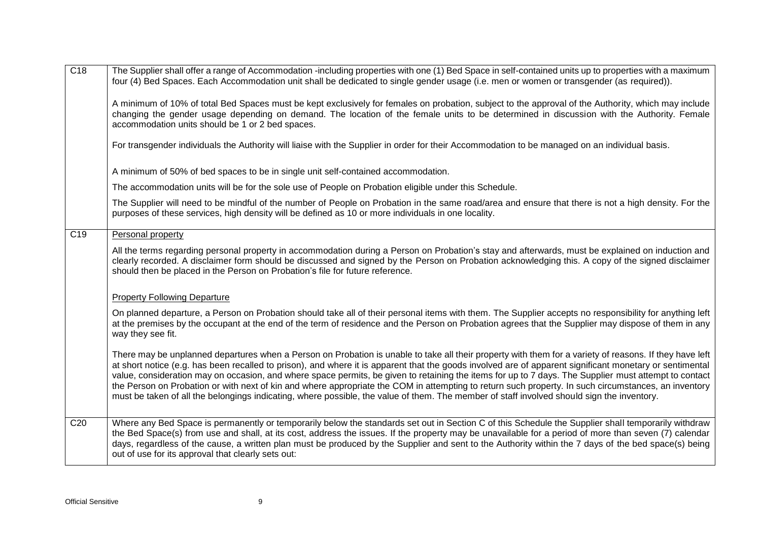| | |
|---|---|
| C18 | The Supplier shall offer a range of Accommodation -including properties with one (1) Bed Space in self-contained units up to properties with a maximum four (4) Bed Spaces. Each Accommodation unit shall be dedicated to single gender usage (i.e. men or women or transgender (as required)).<br><br>A minimum of 10% of total Bed Spaces must be kept exclusively for females on probation, subject to the approval of the Authority, which may include changing the gender usage depending on demand. The location of the female units to be determined in discussion with the Authority. Female accommodation units should be 1 or 2 bed spaces.<br><br>For transgender individuals the Authority will liaise with the Supplier in order for their Accommodation to be managed on an individual basis.<br><br>A minimum of 50% of bed spaces to be in single unit self-contained accommodation.<br><br>The accommodation units will be for the sole use of People on Probation eligible under this Schedule.<br><br>The Supplier will need to be mindful of the number of People on Probation in the same road/area and ensure that there is not a high density. For the purposes of these services, high density will be defined as 10 or more individuals in one locality. |
| C19 | <u>Personal property</u><br><br>All the terms regarding personal property in accommodation during a Person on Probation's stay and afterwards, must be explained on induction and clearly recorded. A disclaimer form should be discussed and signed by the Person on Probation acknowledging this. A copy of the signed disclaimer should then be placed in the Person on Probation's file for future reference.<br><br><u>Property Following Departure</u><br><br>On planned departure, a Person on Probation should take all of their personal items with them. The Supplier accepts no responsibility for anything left at the premises by the occupant at the end of the term of residence and the Person on Probation agrees that the Supplier may dispose of them in any way they see fit.<br><br>There may be unplanned departures when a Person on Probation is unable to take all their property with them for a variety of reasons. If they have left at short notice (e.g. has been recalled to prison), and where it is apparent that the goods involved are of apparent significant monetary or sentimental value, consideration may on occasion, and where space permits, be given to retaining the items for up to 7 days. The Supplier must attempt to contact the Person on Probation or with next of kin and where appropriate the COM in attempting to return such property. In such circumstances, an inventory must be taken of all the belongings indicating, where possible, the value of them. The member of staff involved should sign the inventory. |
| C20 | Where any Bed Space is permanently or temporarily below the standards set out in Section C of this Schedule the Supplier shall temporarily withdraw the Bed Space(s) from use and shall, at its cost, address the issues. If the property may be unavailable for a period of more than seven (7) calendar days, regardless of the cause, a written plan must be produced by the Supplier and sent to the Authority within the 7 days of the bed space(s) being out of use for its approval that clearly sets out: |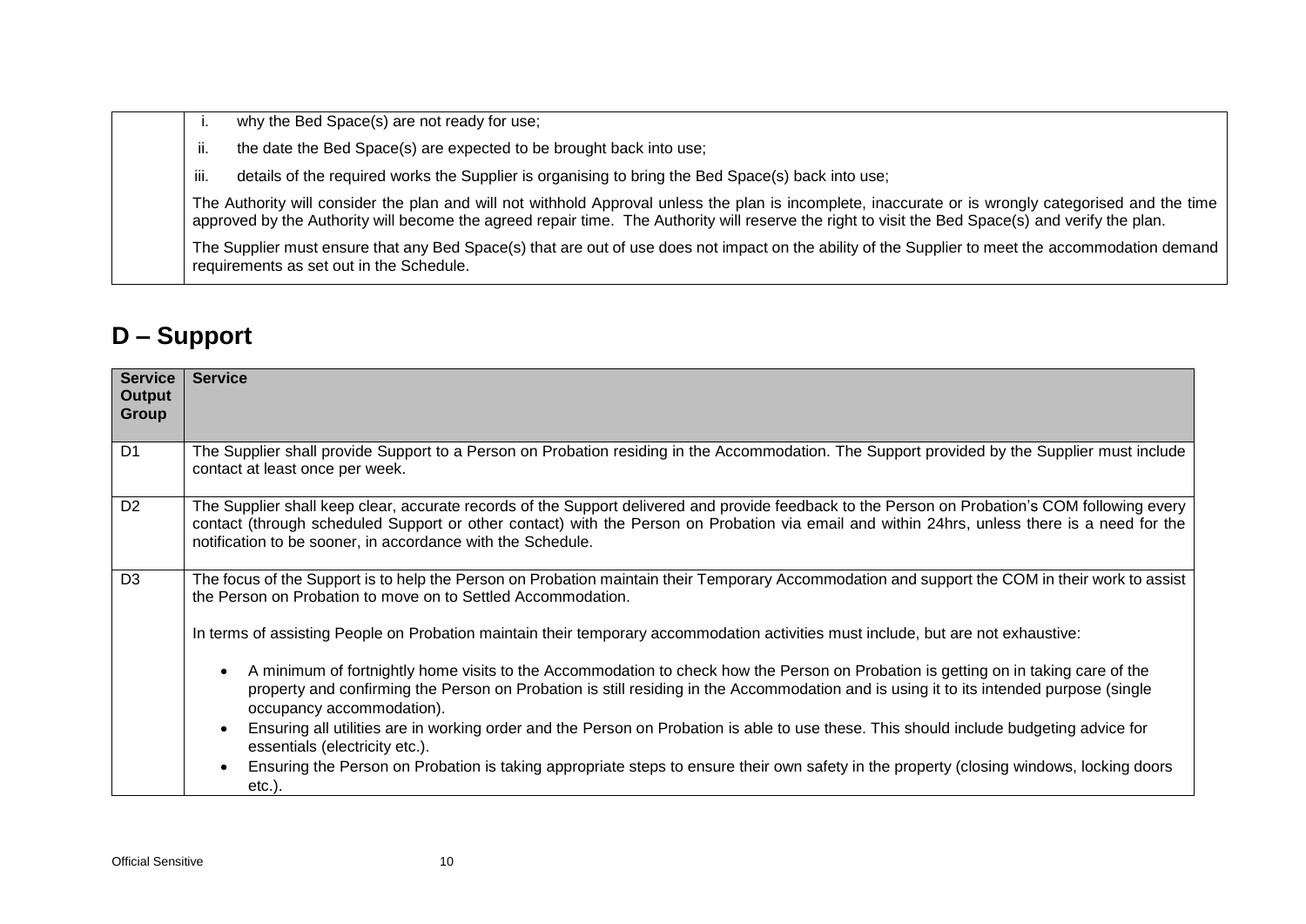| | |
|---|---|
| | i. why the Bed Space(s) are not ready for use;<br>ii. the date the Bed Space(s) are expected to be brought back into use;<br>iii. details of the required works the Supplier is organising to bring the Bed Space(s) back into use;<br>The Authority will consider the plan and will not withhold Approval unless the plan is incomplete, inaccurate or is wrongly categorised and the time approved by the Authority will become the agreed repair time. The Authority will reserve the right to visit the Bed Space(s) and verify the plan.<br>The Supplier must ensure that any Bed Space(s) that are out of use does not impact on the ability of the Supplier to meet the accommodation demand requirements as set out in the Schedule. |

## D – Support

| Service Output Group | Service |
|---|---|
| D1 | The Supplier shall provide Support to a Person on Probation residing in the Accommodation. The Support provided by the Supplier must include contact at least once per week. |
| D2 | The Supplier shall keep clear, accurate records of the Support delivered and provide feedback to the Person on Probation's COM following every contact (through scheduled Support or other contact) with the Person on Probation via email and within 24hrs, unless there is a need for the notification to be sooner, in accordance with the Schedule. |
| D3 | The focus of the Support is to help the Person on Probation maintain their Temporary Accommodation and support the COM in their work to assist the Person on Probation to move on to Settled Accommodation.<br><br>In terms of assisting People on Probation maintain their temporary accommodation activities must include, but are not exhaustive:<br><br>• A minimum of fortnightly home visits to the Accommodation to check how the Person on Probation is getting on in taking care of the property and confirming the Person on Probation is still residing in the Accommodation and is using it to its intended purpose (single occupancy accommodation).<br>• Ensuring all utilities are in working order and the Person on Probation is able to use these. This should include budgeting advice for essentials (electricity etc.).<br>• Ensuring the Person on Probation is taking appropriate steps to ensure their own safety in the property (closing windows, locking doors etc.). |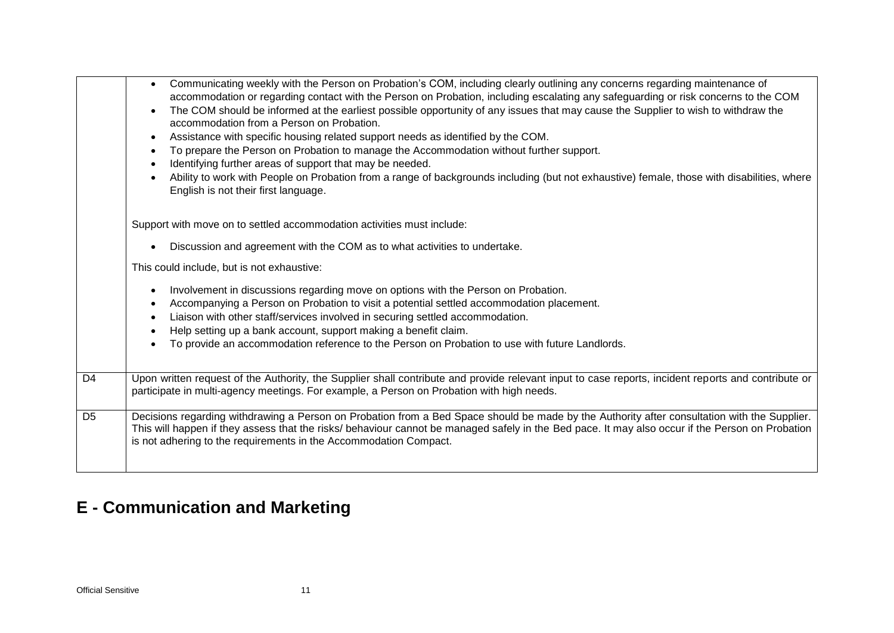| | |
|---|---|
| | • Communicating weekly with the Person on Probation's COM, including clearly outlining any concerns regarding maintenance of accommodation or regarding contact with the Person on Probation, including escalating any safeguarding or risk concerns to the COM<br>• The COM should be informed at the earliest possible opportunity of any issues that may cause the Supplier to wish to withdraw the accommodation from a Person on Probation.<br>• Assistance with specific housing related support needs as identified by the COM.<br>• To prepare the Person on Probation to manage the Accommodation without further support.<br>• Identifying further areas of support that may be needed.<br>• Ability to work with People on Probation from a range of backgrounds including (but not exhaustive) female, those with disabilities, where English is not their first language.<br><br>Support with move on to settled accommodation activities must include:<br><br>• Discussion and agreement with the COM as to what activities to undertake.<br><br>This could include, but is not exhaustive:<br><br>• Involvement in discussions regarding move on options with the Person on Probation.<br>• Accompanying a Person on Probation to visit a potential settled accommodation placement.<br>• Liaison with other staff/services involved in securing settled accommodation.<br>• Help setting up a bank account, support making a benefit claim.<br>• To provide an accommodation reference to the Person on Probation to use with future Landlords. |
| D4 | Upon written request of the Authority, the Supplier shall contribute and provide relevant input to case reports, incident reports and contribute or participate in multi-agency meetings. For example, a Person on Probation with high needs. |
| D5 | Decisions regarding withdrawing a Person on Probation from a Bed Space should be made by the Authority after consultation with the Supplier. This will happen if they assess that the risks/ behaviour cannot be managed safely in the Bed pace. It may also occur if the Person on Probation is not adhering to the requirements in the Accommodation Compact. |

# E - Communication and Marketing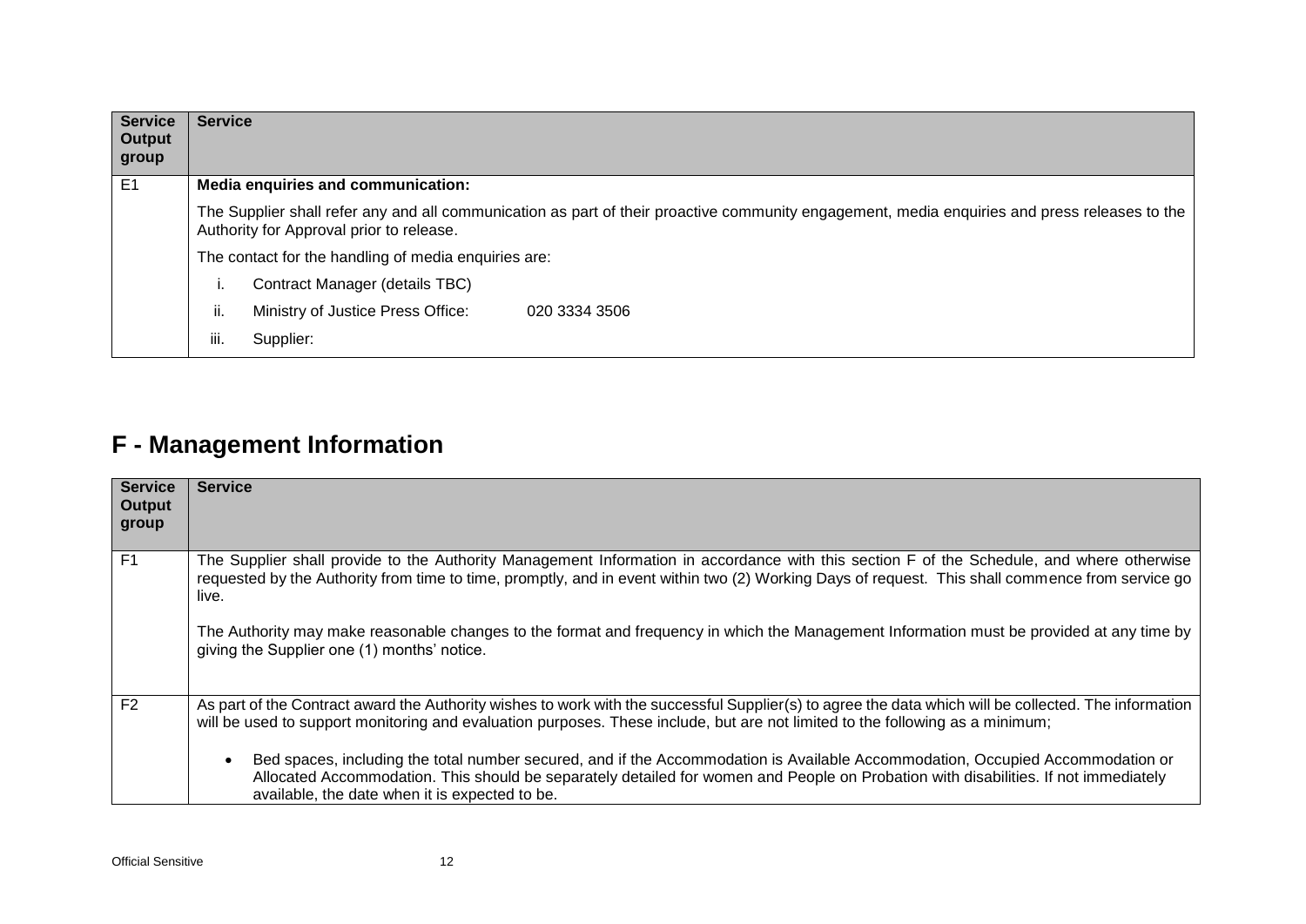| Service Output group | Service |
|---|---|
| E1 | **Media enquiries and communication:**<br><br>The Supplier shall refer any and all communication as part of their proactive community engagement, media enquiries and press releases to the Authority for Approval prior to release.<br><br>The contact for the handling of media enquiries are:<br><br>i. Contract Manager (details TBC)<br>ii. Ministry of Justice Press Office: 020 3334 3506<br>iii. Supplier: |

## F - Management Information

| Service Output group | Service |
|---|---|
| F1 | The Supplier shall provide to the Authority Management Information in accordance with this section F of the Schedule, and where otherwise requested by the Authority from time to time, promptly, and in event within two (2) Working Days of request. This shall commence from service go live.<br><br>The Authority may make reasonable changes to the format and frequency in which the Management Information must be provided at any time by giving the Supplier one (1) months' notice. |
| F2 | As part of the Contract award the Authority wishes to work with the successful Supplier(s) to agree the data which will be collected. The information will be used to support monitoring and evaluation purposes. These include, but are not limited to the following as a minimum;<br><br>• Bed spaces, including the total number secured, and if the Accommodation is Available Accommodation, Occupied Accommodation or Allocated Accommodation. This should be separately detailed for women and People on Probation with disabilities. If not immediately available, the date when it is expected to be. |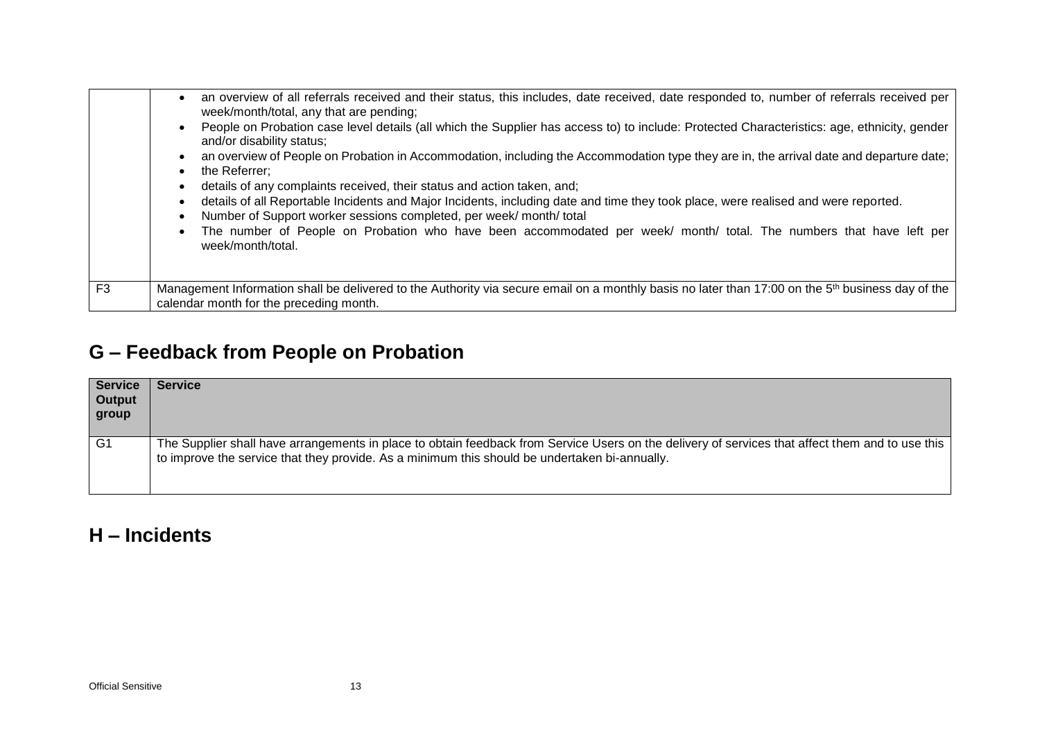| | |
|---|---|
| | • an overview of all referrals received and their status, this includes, date received, date responded to, number of referrals received per week/month/total, any that are pending;<br>• People on Probation case level details (all which the Supplier has access to) to include: Protected Characteristics: age, ethnicity, gender and/or disability status;<br>• an overview of People on Probation in Accommodation, including the Accommodation type they are in, the arrival date and departure date;<br>• the Referrer;<br>• details of any complaints received, their status and action taken, and;<br>• details of all Reportable Incidents and Major Incidents, including date and time they took place, were realised and were reported.<br>• Number of Support worker sessions completed, per week/ month/ total<br>• The number of People on Probation who have been accommodated per week/ month/ total. The numbers that have left per week/month/total. |
| F3 | Management Information shall be delivered to the Authority via secure email on a monthly basis no later than 17:00 on the 5th business day of the calendar month for the preceding month. |

## G – Feedback from People on Probation

| Service Output group | Service |
|---|---|
| G1 | The Supplier shall have arrangements in place to obtain feedback from Service Users on the delivery of services that affect them and to use this to improve the service that they provide. As a minimum this should be undertaken bi-annually. |

## H – Incidents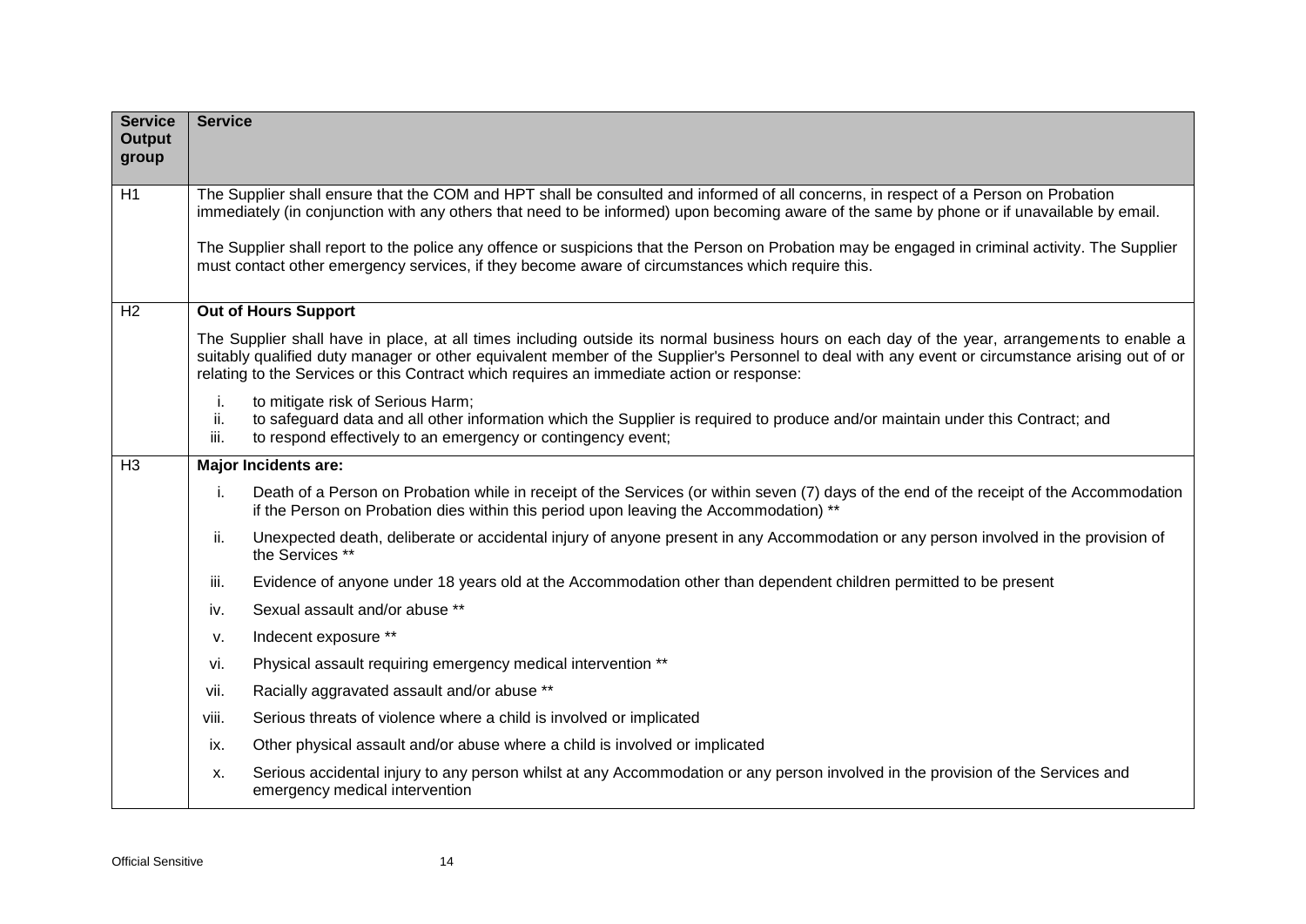| Service Output group | Service |
|---|---|
| H1 | The Supplier shall ensure that the COM and HPT shall be consulted and informed of all concerns, in respect of a Person on Probation immediately (in conjunction with any others that need to be informed) upon becoming aware of the same by phone or if unavailable by email.<br><br>The Supplier shall report to the police any offence or suspicions that the Person on Probation may be engaged in criminal activity. The Supplier must contact other emergency services, if they become aware of circumstances which require this. |
| H2 | **Out of Hours Support**<br><br>The Supplier shall have in place, at all times including outside its normal business hours on each day of the year, arrangements to enable a suitably qualified duty manager or other equivalent member of the Supplier's Personnel to deal with any event or circumstance arising out of or relating to the Services or this Contract which requires an immediate action or response:<br><br>i. to mitigate risk of Serious Harm;<br>ii. to safeguard data and all other information which the Supplier is required to produce and/or maintain under this Contract; and<br>iii. to respond effectively to an emergency or contingency event; |
| H3 | **Major Incidents are:**<br><br>i. Death of a Person on Probation while in receipt of the Services (or within seven (7) days of the end of the receipt of the Accommodation if the Person on Probation dies within this period upon leaving the Accommodation) **<br><br>ii. Unexpected death, deliberate or accidental injury of anyone present in any Accommodation or any person involved in the provision of the Services **<br><br>iii. Evidence of anyone under 18 years old at the Accommodation other than dependent children permitted to be present<br><br>iv. Sexual assault and/or abuse **<br><br>v. Indecent exposure **<br><br>vi. Physical assault requiring emergency medical intervention **<br><br>vii. Racially aggravated assault and/or abuse **<br><br>viii. Serious threats of violence where a child is involved or implicated<br><br>ix. Other physical assault and/or abuse where a child is involved or implicated<br><br>x. Serious accidental injury to any person whilst at any Accommodation or any person involved in the provision of the Services and emergency medical intervention |

Official Sensitive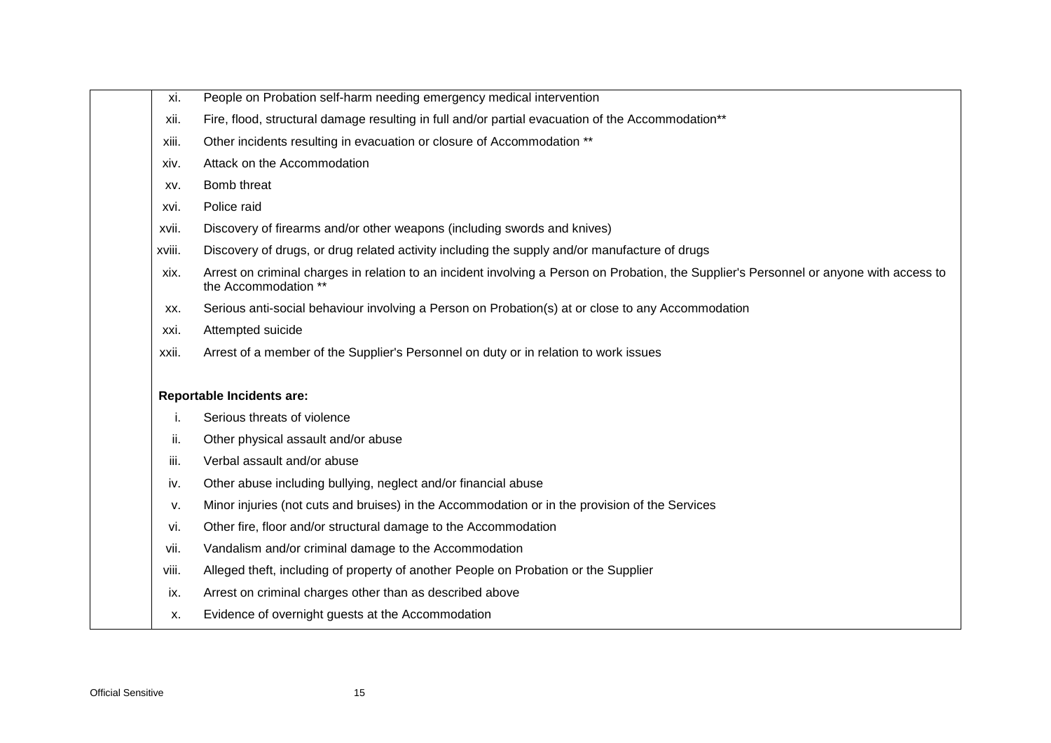| | |
|---|---|
| | xi. People on Probation self-harm needing emergency medical intervention<br>xii. Fire, flood, structural damage resulting in full and/or partial evacuation of the Accommodation**<br>xiii. Other incidents resulting in evacuation or closure of Accommodation **<br>xiv. Attack on the Accommodation<br>xv. Bomb threat<br>xvi. Police raid<br>xvii. Discovery of firearms and/or other weapons (including swords and knives)<br>xviii. Discovery of drugs, or drug related activity including the supply and/or manufacture of drugs<br>xix. Arrest on criminal charges in relation to an incident involving a Person on Probation, the Supplier's Personnel or anyone with access to the Accommodation **<br>xx. Serious anti-social behaviour involving a Person on Probation(s) at or close to any Accommodation<br>xxi. Attempted suicide<br>xxii. Arrest of a member of the Supplier's Personnel on duty or in relation to work issues<br><br>**Reportable Incidents are:**<br>i. Serious threats of violence<br>ii. Other physical assault and/or abuse<br>iii. Verbal assault and/or abuse<br>iv. Other abuse including bullying, neglect and/or financial abuse<br>v. Minor injuries (not cuts and bruises) in the Accommodation or in the provision of the Services<br>vi. Other fire, floor and/or structural damage to the Accommodation<br>vii. Vandalism and/or criminal damage to the Accommodation<br>viii. Alleged theft, including of property of another People on Probation or the Supplier<br>ix. Arrest on criminal charges other than as described above<br>x. Evidence of overnight guests at the Accommodation |

Official Sensitive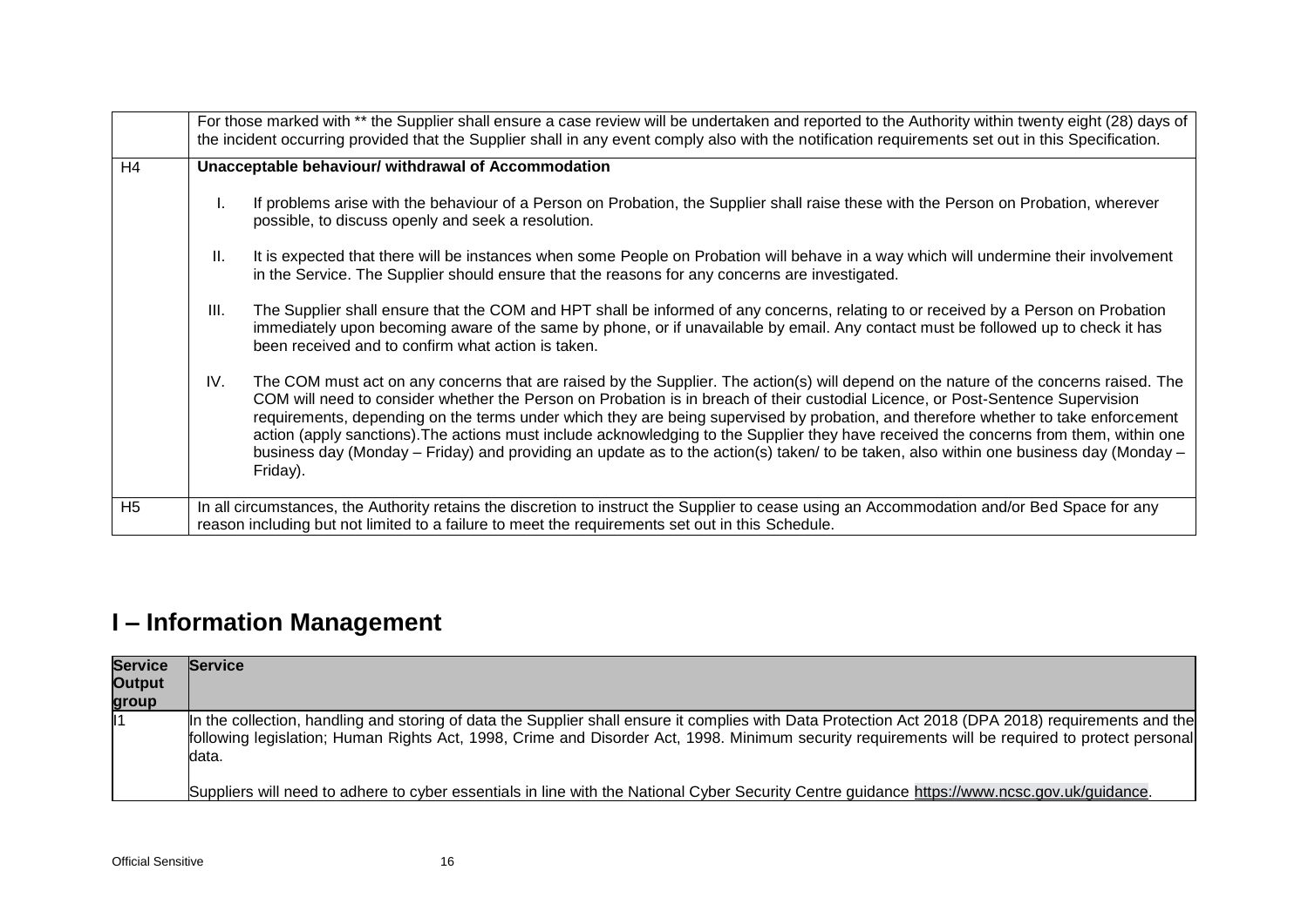| | |
|---|---|
| | For those marked with ** the Supplier shall ensure a case review will be undertaken and reported to the Authority within twenty eight (28) days of the incident occurring provided that the Supplier shall in any event comply also with the notification requirements set out in this Specification. |
| H4 | **Unacceptable behaviour/ withdrawal of Accommodation**<br><br>I. If problems arise with the behaviour of a Person on Probation, the Supplier shall raise these with the Person on Probation, wherever possible, to discuss openly and seek a resolution.<br><br>II. It is expected that there will be instances when some People on Probation will behave in a way which will undermine their involvement in the Service. The Supplier should ensure that the reasons for any concerns are investigated.<br><br>III. The Supplier shall ensure that the COM and HPT shall be informed of any concerns, relating to or received by a Person on Probation immediately upon becoming aware of the same by phone, or if unavailable by email. Any contact must be followed up to check it has been received and to confirm what action is taken.<br><br>IV. The COM must act on any concerns that are raised by the Supplier. The action(s) will depend on the nature of the concerns raised. The COM will need to consider whether the Person on Probation is in breach of their custodial Licence, or Post-Sentence Supervision requirements, depending on the terms under which they are being supervised by probation, and therefore whether to take enforcement action (apply sanctions).The actions must include acknowledging to the Supplier they have received the concerns from them, within one business day (Monday – Friday) and providing an update as to the action(s) taken/ to be taken, also within one business day (Monday – Friday). |
| H5 | In all circumstances, the Authority retains the discretion to instruct the Supplier to cease using an Accommodation and/or Bed Space for any reason including but not limited to a failure to meet the requirements set out in this Schedule. |

# I – Information Management

| Service Output group | Service |
|---|---|
| I1 | In the collection, handling and storing of data the Supplier shall ensure it complies with Data Protection Act 2018 (DPA 2018) requirements and the following legislation; Human Rights Act, 1998, Crime and Disorder Act, 1998. Minimum security requirements will be required to protect personal data.<br><br>Suppliers will need to adhere to cyber essentials in line with the National Cyber Security Centre guidance https://www.ncsc.gov.uk/guidance. |

Official Sensitive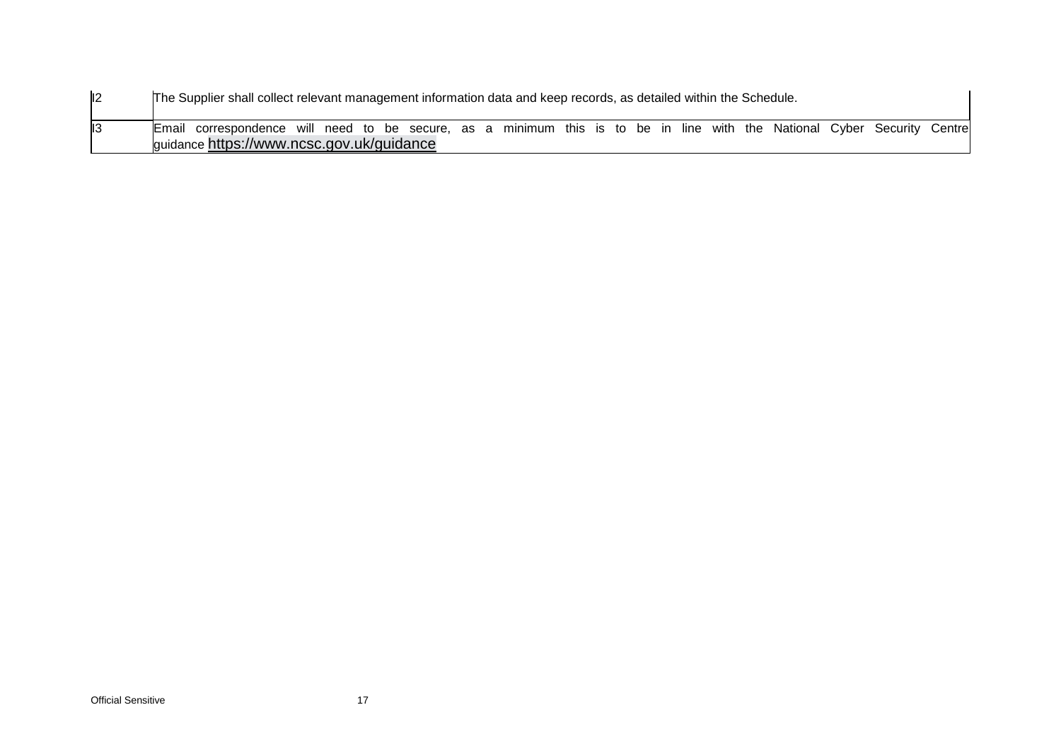| | |
|---|---|
| I2 | The Supplier shall collect relevant management information data and keep records, as detailed within the Schedule. |
| I3 | Email correspondence will need to be secure, as a minimum this is to be in line with the National Cyber Security Centre guidance https://www.ncsc.gov.uk/guidance |

Official Sensitive